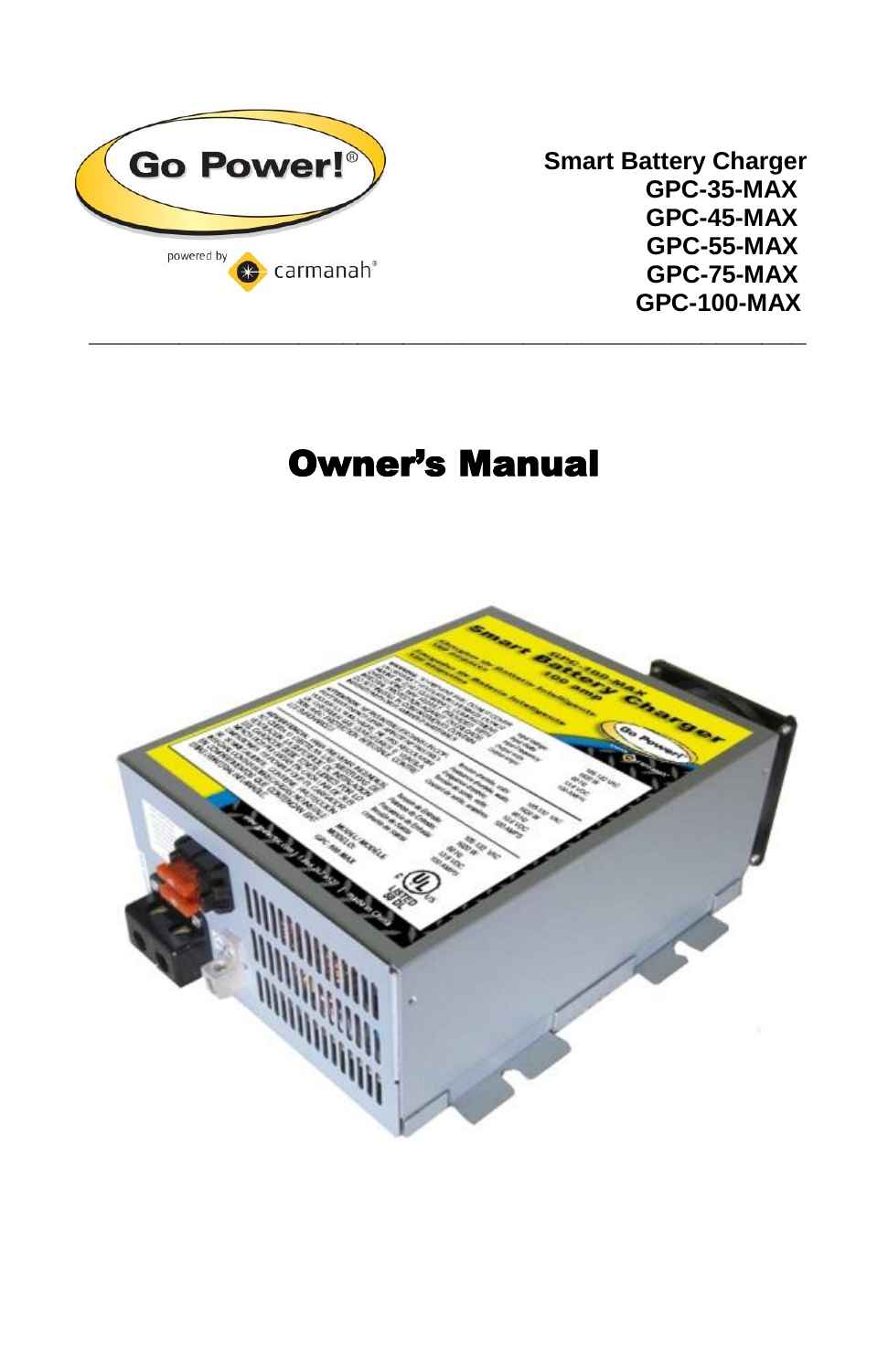Smart Battery Charger
GPC-35-MAX
GPC-45-MAX
GPC-55-MAX
GPC-75-MAX
GPC-100-MAX

# Owner's Manual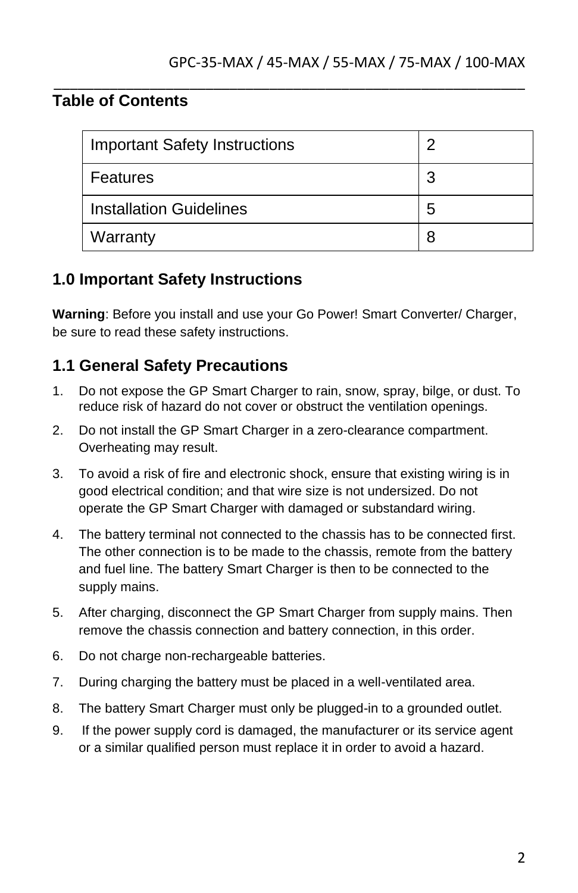## Table of Contents

| Important Safety Instructions | 2 |
|---|---|
| Features | 3 |
| Installation Guidelines | 5 |
| Warranty | 8 |

## 1.0 Important Safety Instructions

**Warning**: Before you install and use your Go Power! Smart Converter/ Charger, be sure to read these safety instructions.

### 1.1 General Safety Precautions

1. Do not expose the GP Smart Charger to rain, snow, spray, bilge, or dust. To reduce risk of hazard do not cover or obstruct the ventilation openings.
2. Do not install the GP Smart Charger in a zero-clearance compartment. Overheating may result.
3. To avoid a risk of fire and electronic shock, ensure that existing wiring is in good electrical condition; and that wire size is not undersized. Do not operate the GP Smart Charger with damaged or substandard wiring.
4. The battery terminal not connected to the chassis has to be connected first. The other connection is to be made to the chassis, remote from the battery and fuel line. The battery Smart Charger is then to be connected to the supply mains.
5. After charging, disconnect the GP Smart Charger from supply mains. Then remove the chassis connection and battery connection, in this order.
6. Do not charge non-rechargeable batteries.
7. During charging the battery must be placed in a well-ventilated area.
8. The battery Smart Charger must only be plugged-in to a grounded outlet.
9. If the power supply cord is damaged, the manufacturer or its service agent or a similar qualified person must replace it in order to avoid a hazard.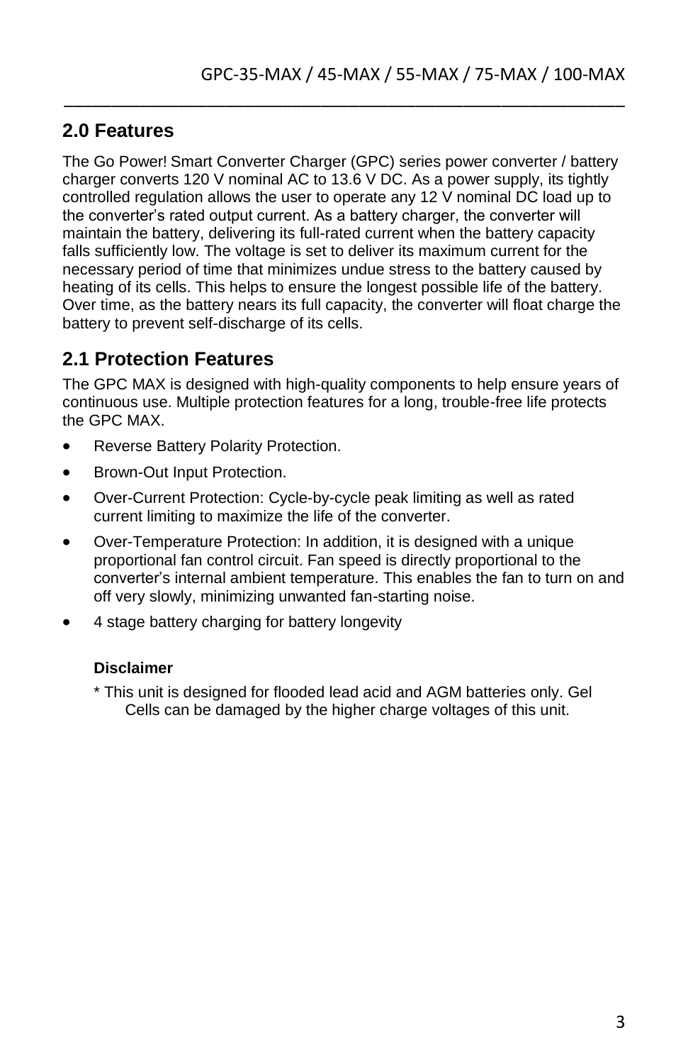## 2.0 Features

The Go Power! Smart Converter Charger (GPC) series power converter / battery charger converts 120 V nominal AC to 13.6 V DC. As a power supply, its tightly controlled regulation allows the user to operate any 12 V nominal DC load up to the converter's rated output current. As a battery charger, the converter will maintain the battery, delivering its full-rated current when the battery capacity falls sufficiently low. The voltage is set to deliver its maximum current for the necessary period of time that minimizes undue stress to the battery caused by heating of its cells. This helps to ensure the longest possible life of the battery. Over time, as the battery nears its full capacity, the converter will float charge the battery to prevent self-discharge of its cells.

## 2.1 Protection Features

The GPC MAX is designed with high-quality components to help ensure years of continuous use. Multiple protection features for a long, trouble-free life protects the GPC MAX.

- Reverse Battery Polarity Protection.
- Brown-Out Input Protection.
- Over-Current Protection: Cycle-by-cycle peak limiting as well as rated current limiting to maximize the life of the converter.
- Over-Temperature Protection: In addition, it is designed with a unique proportional fan control circuit. Fan speed is directly proportional to the converter's internal ambient temperature. This enables the fan to turn on and off very slowly, minimizing unwanted fan-starting noise.
- 4 stage battery charging for battery longevity

**Disclaimer**

* This unit is designed for flooded lead acid and AGM batteries only. Gel Cells can be damaged by the higher charge voltages of this unit.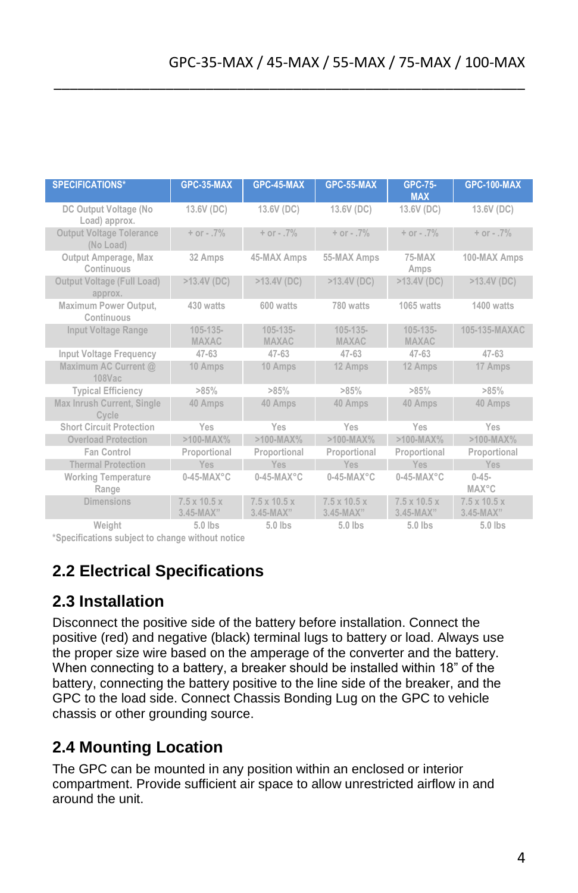| SPECIFICATIONS* | GPC-35-MAX | GPC-45-MAX | GPC-55-MAX | GPC-75-MAX | GPC-100-MAX |
|---|---|---|---|---|---|
| DC Output Voltage (No Load) approx. | 13.6V (DC) | 13.6V (DC) | 13.6V (DC) | 13.6V (DC) | 13.6V (DC) |
| Output Voltage Tolerance (No Load) | + or - .7% | + or - .7% | + or - .7% | + or - .7% | + or - .7% |
| Output Amperage, Max Continuous | 32 Amps | 45-MAX Amps | 55-MAX Amps | 75-MAX Amps | 100-MAX Amps |
| Output Voltage (Full Load) approx. | >13.4V (DC) | >13.4V (DC) | >13.4V (DC) | >13.4V (DC) | >13.4V (DC) |
| Maximum Power Output, Continuous | 430 watts | 600 watts | 780 watts | 1065 watts | 1400 watts |
| Input Voltage Range | 105-135-MAXAC | 105-135-MAXAC | 105-135-MAXAC | 105-135-MAXAC | 105-135-MAXAC |
| Input Voltage Frequency | 47-63 | 47-63 | 47-63 | 47-63 | 47-63 |
| Maximum AC Current @ 108Vac | 10 Amps | 10 Amps | 12 Amps | 12 Amps | 17 Amps |
| Typical Efficiency | >85% | >85% | >85% | >85% | >85% |
| Max Inrush Current, Single Cycle | 40 Amps | 40 Amps | 40 Amps | 40 Amps | 40 Amps |
| Short Circuit Protection | Yes | Yes | Yes | Yes | Yes |
| Overload Protection | >100-MAX% | >100-MAX% | >100-MAX% | >100-MAX% | >100-MAX% |
| Fan Control | Proportional | Proportional | Proportional | Proportional | Proportional |
| Thermal Protection | Yes | Yes | Yes | Yes | Yes |
| Working Temperature Range | 0-45-MAX°C | 0-45-MAX°C | 0-45-MAX°C | 0-45-MAX°C | 0-45-MAX°C |
| Dimensions | 7.5 x 10.5 x 3.45-MAX" | 7.5 x 10.5 x 3.45-MAX" | 7.5 x 10.5 x 3.45-MAX" | 7.5 x 10.5 x 3.45-MAX" | 7.5 x 10.5 x 3.45-MAX" |
| Weight | 5.0 lbs | 5.0 lbs | 5.0 lbs | 5.0 lbs | 5.0 lbs |

*Specifications subject to change without notice

## 2.2 Electrical Specifications

## 2.3 Installation

Disconnect the positive side of the battery before installation. Connect the positive (red) and negative (black) terminal lugs to battery or load. Always use the proper size wire based on the amperage of the converter and the battery. When connecting to a battery, a breaker should be installed within 18" of the battery, connecting the battery positive to the line side of the breaker, and the GPC to the load side. Connect Chassis Bonding Lug on the GPC to vehicle chassis or other grounding source.

## 2.4 Mounting Location

The GPC can be mounted in any position within an enclosed or interior compartment. Provide sufficient air space to allow unrestricted airflow in and around the unit.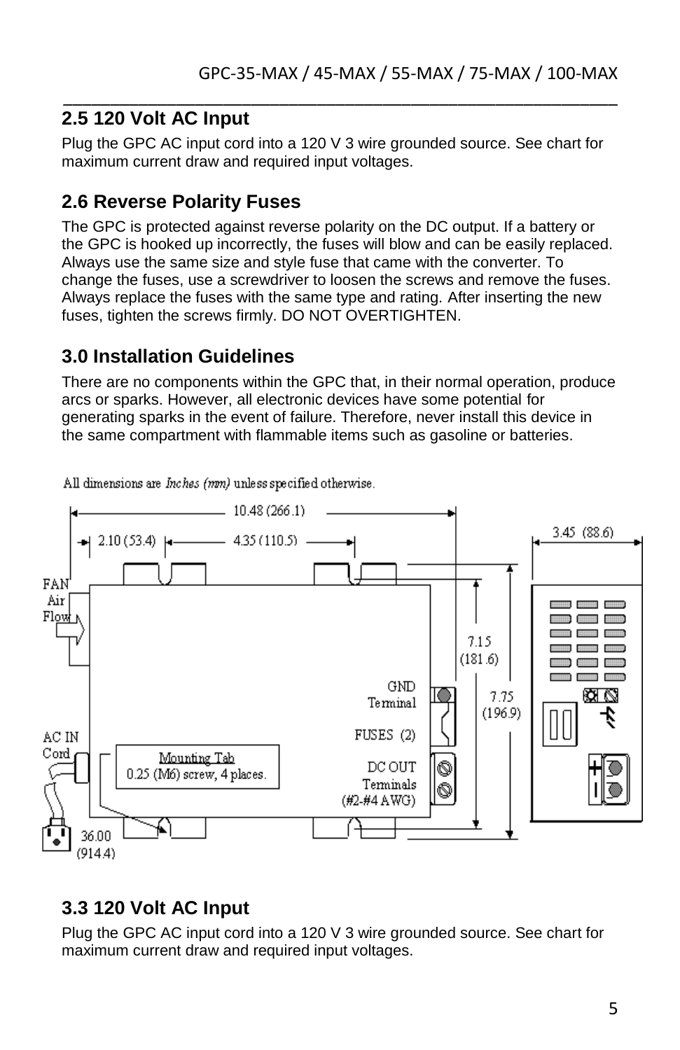## 2.5 120 Volt AC Input

Plug the GPC AC input cord into a 120 V 3 wire grounded source. See chart for maximum current draw and required input voltages.

## 2.6 Reverse Polarity Fuses

The GPC is protected against reverse polarity on the DC output. If a battery or the GPC is hooked up incorrectly, the fuses will blow and can be easily replaced. Always use the same size and style fuse that came with the converter. To change the fuses, use a screwdriver to loosen the screws and remove the fuses. Always replace the fuses with the same type and rating. After inserting the new fuses, tighten the screws firmly. DO NOT OVERTIGHTEN.

## 3.0 Installation Guidelines

There are no components within the GPC that, in their normal operation, produce arcs or sparks. However, all electronic devices have some potential for generating sparks in the event of failure. Therefore, never install this device in the same compartment with flammable items such as gasoline or batteries.

All dimensions are *Inches (mm)* unless specified otherwise.

10.48 (266.1)
2.10 (53.4)
4.35 (110.5)
3.45 (88.6)
FAN Air Flow
7.15 (181.6)
7.75 (196.9)
GND Terminal
FUSES (2)
AC IN Cord
Mounting Tab 0.25 (M6) screw, 4 places.
DC OUT Terminals (#2-#4 AWG)
36.00 (914.4)

## 3.3 120 Volt AC Input

Plug the GPC AC input cord into a 120 V 3 wire grounded source. See chart for maximum current draw and required input voltages.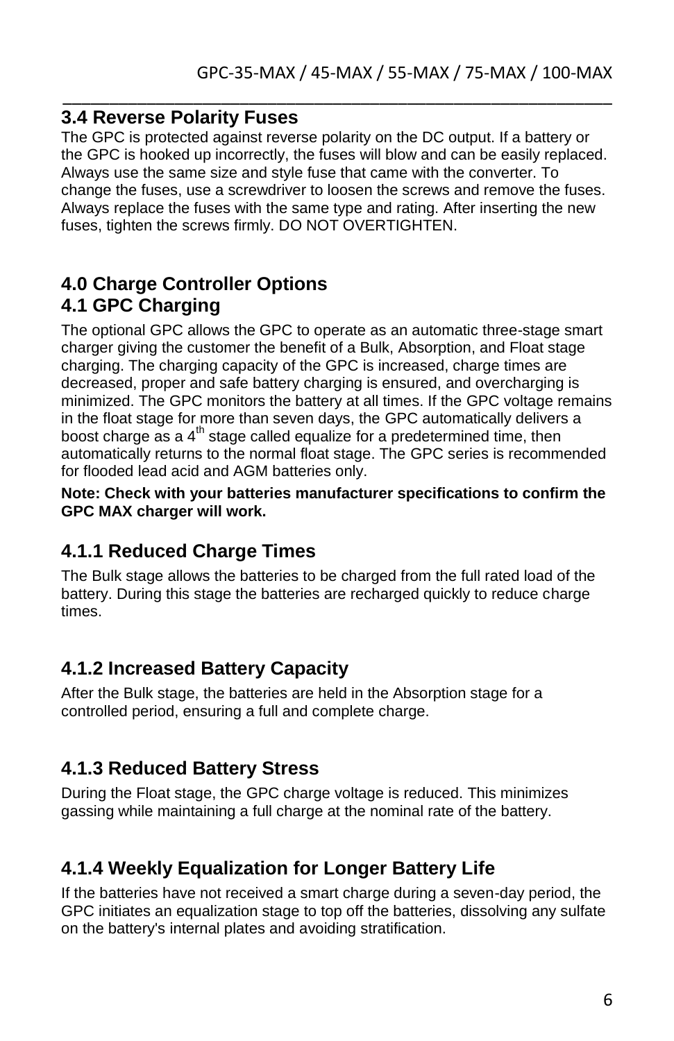## 3.4 Reverse Polarity Fuses

The GPC is protected against reverse polarity on the DC output. If a battery or the GPC is hooked up incorrectly, the fuses will blow and can be easily replaced. Always use the same size and style fuse that came with the converter. To change the fuses, use a screwdriver to loosen the screws and remove the fuses. Always replace the fuses with the same type and rating. After inserting the new fuses, tighten the screws firmly. DO NOT OVERTIGHTEN.

## 4.0 Charge Controller Options

## 4.1 GPC Charging

The optional GPC allows the GPC to operate as an automatic three-stage smart charger giving the customer the benefit of a Bulk, Absorption, and Float stage charging. The charging capacity of the GPC is increased, charge times are decreased, proper and safe battery charging is ensured, and overcharging is minimized. The GPC monitors the battery at all times. If the GPC voltage remains in the float stage for more than seven days, the GPC automatically delivers a boost charge as a 4th stage called equalize for a predetermined time, then automatically returns to the normal float stage. The GPC series is recommended for flooded lead acid and AGM batteries only.

**Note: Check with your batteries manufacturer specifications to confirm the GPC MAX charger will work.**

### 4.1.1 Reduced Charge Times

The Bulk stage allows the batteries to be charged from the full rated load of the battery. During this stage the batteries are recharged quickly to reduce charge times.

### 4.1.2 Increased Battery Capacity

After the Bulk stage, the batteries are held in the Absorption stage for a controlled period, ensuring a full and complete charge.

### 4.1.3 Reduced Battery Stress

During the Float stage, the GPC charge voltage is reduced. This minimizes gassing while maintaining a full charge at the nominal rate of the battery.

### 4.1.4 Weekly Equalization for Longer Battery Life

If the batteries have not received a smart charge during a seven-day period, the GPC initiates an equalization stage to top off the batteries, dissolving any sulfate on the battery's internal plates and avoiding stratification.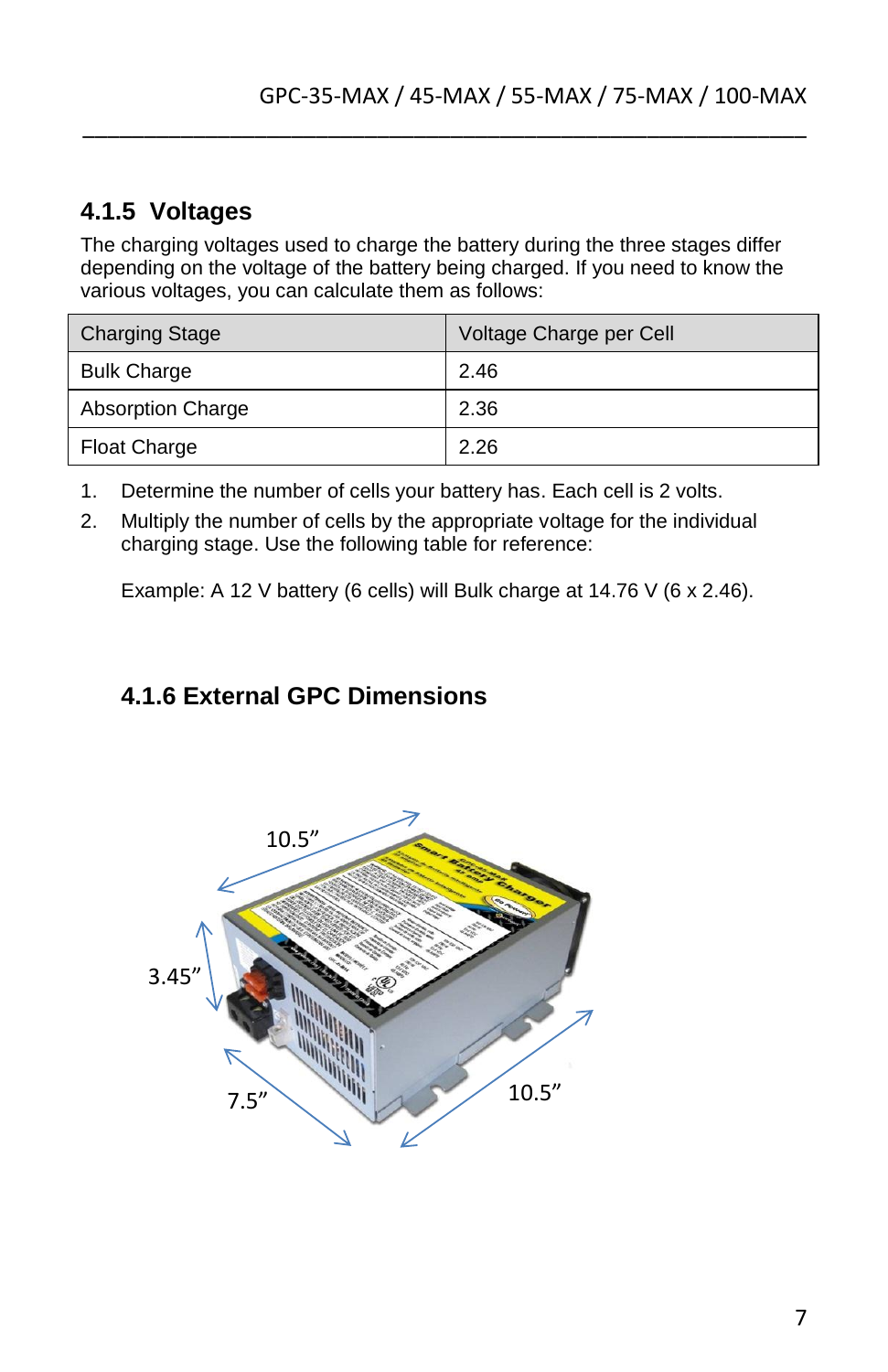### 4.1.5 Voltages

The charging voltages used to charge the battery during the three stages differ depending on the voltage of the battery being charged. If you need to know the various voltages, you can calculate them as follows:

| Charging Stage | Voltage Charge per Cell |
| --- | --- |
| Bulk Charge | 2.46 |
| Absorption Charge | 2.36 |
| Float Charge | 2.26 |

1. Determine the number of cells your battery has. Each cell is 2 volts.
2. Multiply the number of cells by the appropriate voltage for the individual charging stage. Use the following table for reference:

   Example: A 12 V battery (6 cells) will Bulk charge at 14.76 V (6 x 2.46).

### 4.1.6 External GPC Dimensions

10.5”

3.45”

7.5”

10.5”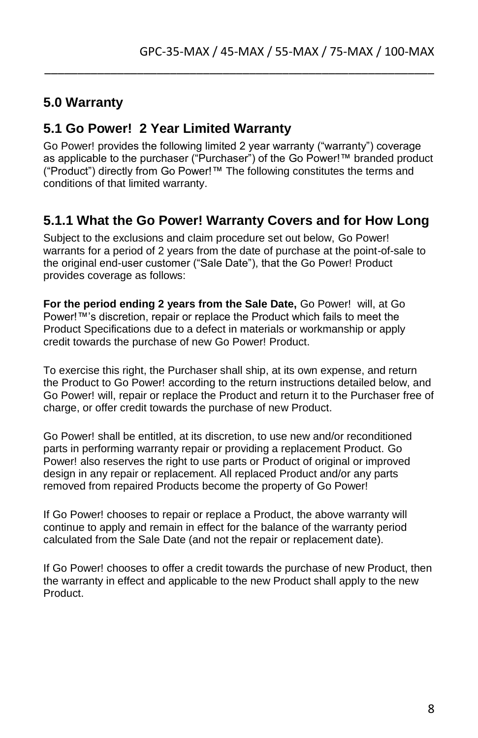## 5.0 Warranty

### 5.1 Go Power!  2 Year Limited Warranty

Go Power! provides the following limited 2 year warranty (“warranty”) coverage as applicable to the purchaser (“Purchaser”) of the Go Power!™ branded product (“Product”) directly from Go Power!™ The following constitutes the terms and conditions of that limited warranty.

### 5.1.1 What the Go Power! Warranty Covers and for How Long

Subject to the exclusions and claim procedure set out below, Go Power! warrants for a period of 2 years from the date of purchase at the point-of-sale to the original end-user customer (“Sale Date”), that the Go Power! Product provides coverage as follows:

**For the period ending 2 years from the Sale Date,** Go Power!  will, at Go Power!™’s discretion, repair or replace the Product which fails to meet the Product Specifications due to a defect in materials or workmanship or apply credit towards the purchase of new Go Power! Product.

To exercise this right, the Purchaser shall ship, at its own expense, and return the Product to Go Power! according to the return instructions detailed below, and Go Power! will, repair or replace the Product and return it to the Purchaser free of charge, or offer credit towards the purchase of new Product.

Go Power! shall be entitled, at its discretion, to use new and/or reconditioned parts in performing warranty repair or providing a replacement Product. Go Power! also reserves the right to use parts or Product of original or improved design in any repair or replacement. All replaced Product and/or any parts removed from repaired Products become the property of Go Power!

If Go Power! chooses to repair or replace a Product, the above warranty will continue to apply and remain in effect for the balance of the warranty period calculated from the Sale Date (and not the repair or replacement date).

If Go Power! chooses to offer a credit towards the purchase of new Product, then the warranty in effect and applicable to the new Product shall apply to the new Product.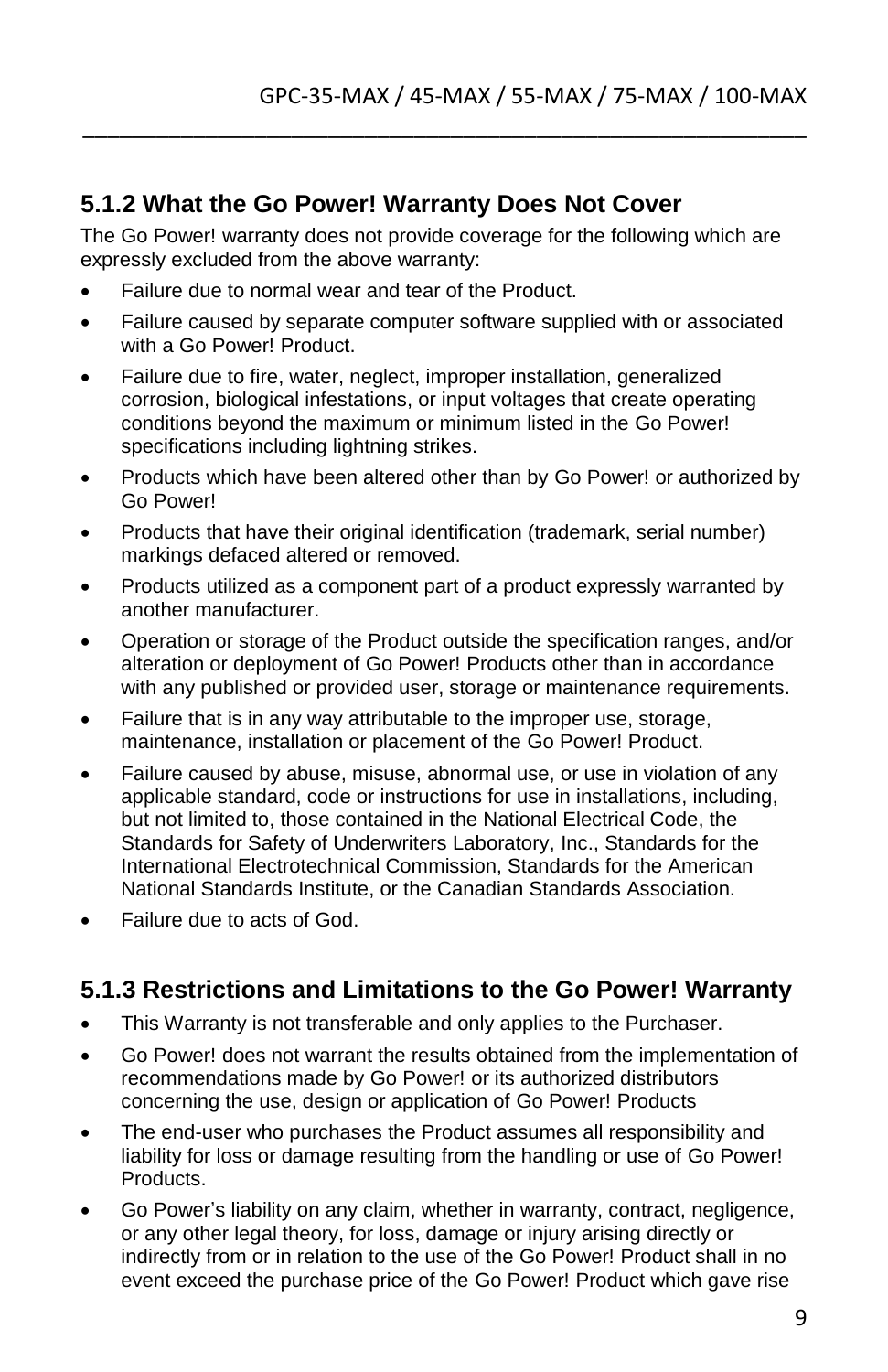### 5.1.2 What the Go Power! Warranty Does Not Cover

The Go Power! warranty does not provide coverage for the following which are expressly excluded from the above warranty:

- Failure due to normal wear and tear of the Product.
- Failure caused by separate computer software supplied with or associated with a Go Power! Product.
- Failure due to fire, water, neglect, improper installation, generalized corrosion, biological infestations, or input voltages that create operating conditions beyond the maximum or minimum listed in the Go Power! specifications including lightning strikes.
- Products which have been altered other than by Go Power! or authorized by Go Power!
- Products that have their original identification (trademark, serial number) markings defaced altered or removed.
- Products utilized as a component part of a product expressly warranted by another manufacturer.
- Operation or storage of the Product outside the specification ranges, and/or alteration or deployment of Go Power! Products other than in accordance with any published or provided user, storage or maintenance requirements.
- Failure that is in any way attributable to the improper use, storage, maintenance, installation or placement of the Go Power! Product.
- Failure caused by abuse, misuse, abnormal use, or use in violation of any applicable standard, code or instructions for use in installations, including, but not limited to, those contained in the National Electrical Code, the Standards for Safety of Underwriters Laboratory, Inc., Standards for the International Electrotechnical Commission, Standards for the American National Standards Institute, or the Canadian Standards Association.
- Failure due to acts of God.

### 5.1.3 Restrictions and Limitations to the Go Power! Warranty

- This Warranty is not transferable and only applies to the Purchaser.
- Go Power! does not warrant the results obtained from the implementation of recommendations made by Go Power! or its authorized distributors concerning the use, design or application of Go Power! Products
- The end-user who purchases the Product assumes all responsibility and liability for loss or damage resulting from the handling or use of Go Power! Products.
- Go Power's liability on any claim, whether in warranty, contract, negligence, or any other legal theory, for loss, damage or injury arising directly or indirectly from or in relation to the use of the Go Power! Product shall in no event exceed the purchase price of the Go Power! Product which gave rise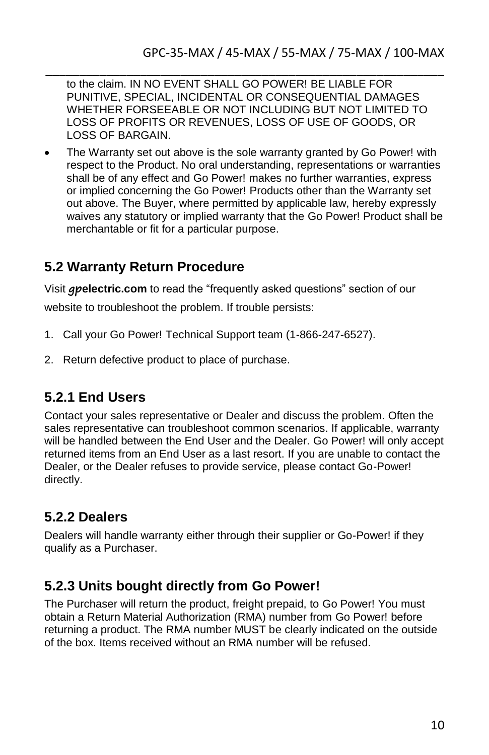to the claim. IN NO EVENT SHALL GO POWER! BE LIABLE FOR PUNITIVE, SPECIAL, INCIDENTAL OR CONSEQUENTIAL DAMAGES WHETHER FORSEEABLE OR NOT INCLUDING BUT NOT LIMITED TO LOSS OF PROFITS OR REVENUES, LOSS OF USE OF GOODS, OR LOSS OF BARGAIN.

- The Warranty set out above is the sole warranty granted by Go Power! with respect to the Product. No oral understanding, representations or warranties shall be of any effect and Go Power! makes no further warranties, express or implied concerning the Go Power! Products other than the Warranty set out above. The Buyer, where permitted by applicable law, hereby expressly waives any statutory or implied warranty that the Go Power! Product shall be merchantable or fit for a particular purpose.

## 5.2 Warranty Return Procedure

Visit ***gp*electric.com** to read the "frequently asked questions" section of our website to troubleshoot the problem. If trouble persists:

1. Call your Go Power! Technical Support team (1-866-247-6527).
2. Return defective product to place of purchase.

### 5.2.1 End Users

Contact your sales representative or Dealer and discuss the problem. Often the sales representative can troubleshoot common scenarios. If applicable, warranty will be handled between the End User and the Dealer. Go Power! will only accept returned items from an End User as a last resort. If you are unable to contact the Dealer, or the Dealer refuses to provide service, please contact Go-Power! directly.

### 5.2.2 Dealers

Dealers will handle warranty either through their supplier or Go-Power! if they qualify as a Purchaser.

### 5.2.3 Units bought directly from Go Power!

The Purchaser will return the product, freight prepaid, to Go Power! You must obtain a Return Material Authorization (RMA) number from Go Power! before returning a product. The RMA number MUST be clearly indicated on the outside of the box. Items received without an RMA number will be refused.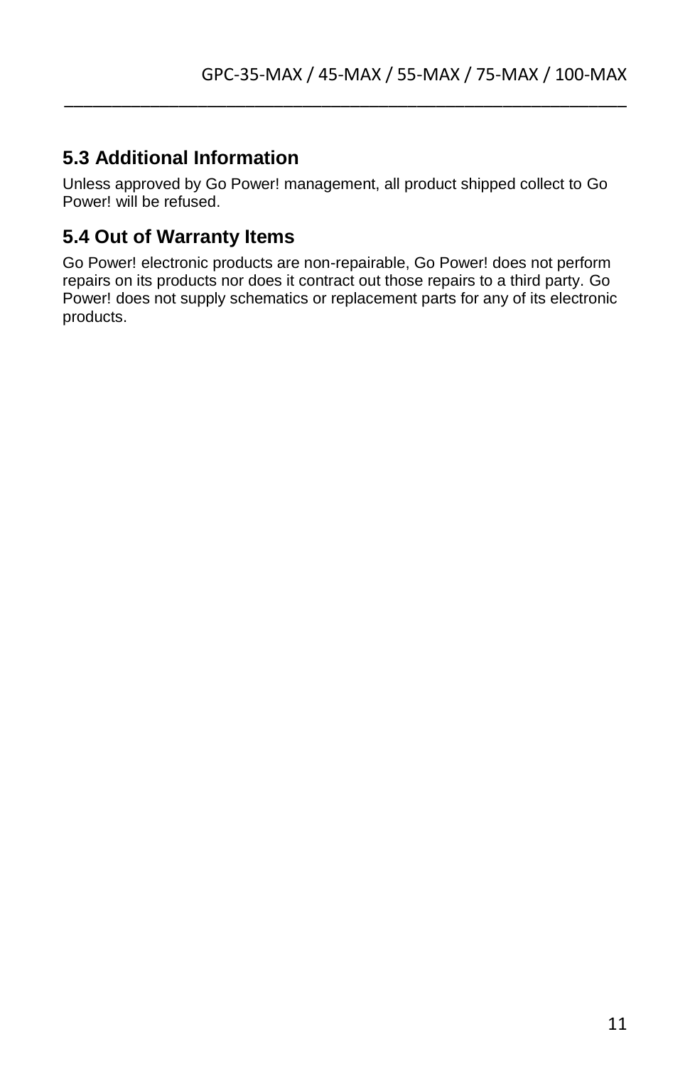## 5.3 Additional Information

Unless approved by Go Power! management, all product shipped collect to Go Power! will be refused.

## 5.4 Out of Warranty Items

Go Power! electronic products are non-repairable, Go Power! does not perform repairs on its products nor does it contract out those repairs to a third party. Go Power! does not supply schematics or replacement parts for any of its electronic products.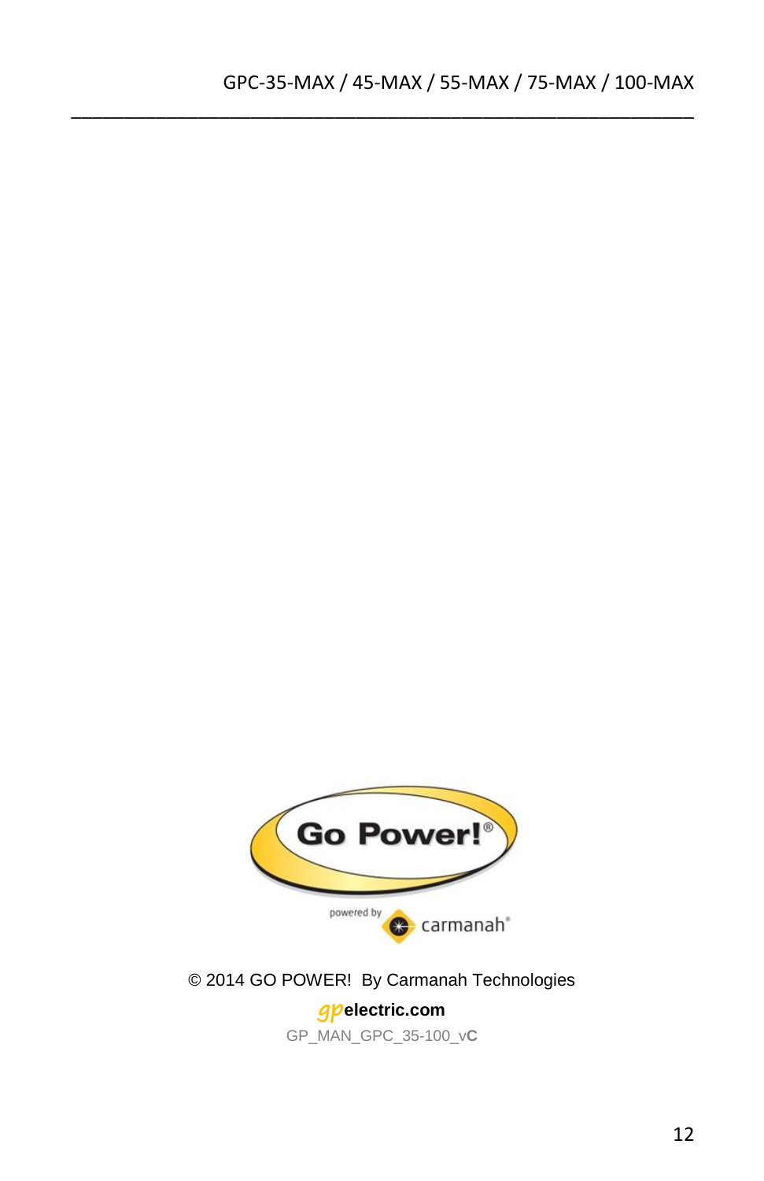Go Power!®

powered by carmanah®

© 2014 GO POWER!  By Carmanah Technologies

gpelectric.com

GP_MAN_GPC_35-100_vC